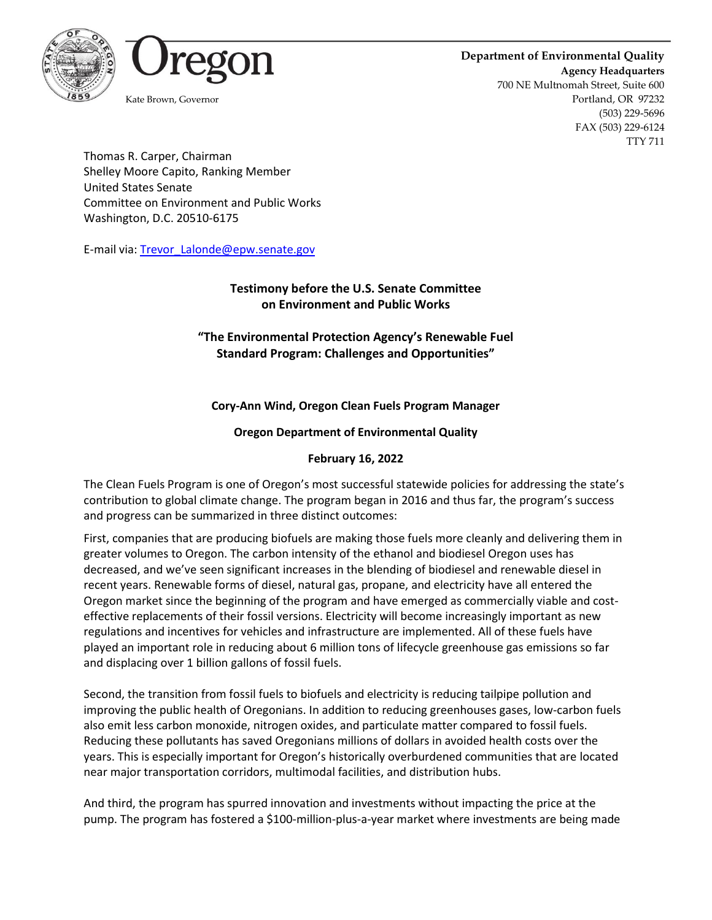Oregon

Kate Brown, Governor

**Department of Environmental Quality**
**Agency Headquarters**
700 NE Multnomah Street, Suite 600
Portland, OR 97232
(503) 229-5696
FAX (503) 229-6124
TTY 711

Thomas R. Carper, Chairman
Shelley Moore Capito, Ranking Member
United States Senate
Committee on Environment and Public Works
Washington, D.C. 20510-6175

E-mail via: [Trevor_Lalonde@epw.senate.gov](mailto:Trevor_Lalonde@epw.senate.gov)

**Testimony before the U.S. Senate Committee on Environment and Public Works**

**"The Environmental Protection Agency's Renewable Fuel Standard Program: Challenges and Opportunities"**

**Cory-Ann Wind, Oregon Clean Fuels Program Manager**

**Oregon Department of Environmental Quality**

**February 16, 2022**

The Clean Fuels Program is one of Oregon's most successful statewide policies for addressing the state's contribution to global climate change. The program began in 2016 and thus far, the program's success and progress can be summarized in three distinct outcomes:

First, companies that are producing biofuels are making those fuels more cleanly and delivering them in greater volumes to Oregon. The carbon intensity of the ethanol and biodiesel Oregon uses has decreased, and we've seen significant increases in the blending of biodiesel and renewable diesel in recent years. Renewable forms of diesel, natural gas, propane, and electricity have all entered the Oregon market since the beginning of the program and have emerged as commercially viable and cost-effective replacements of their fossil versions. Electricity will become increasingly important as new regulations and incentives for vehicles and infrastructure are implemented. All of these fuels have played an important role in reducing about 6 million tons of lifecycle greenhouse gas emissions so far and displacing over 1 billion gallons of fossil fuels.

Second, the transition from fossil fuels to biofuels and electricity is reducing tailpipe pollution and improving the public health of Oregonians. In addition to reducing greenhouses gases, low-carbon fuels also emit less carbon monoxide, nitrogen oxides, and particulate matter compared to fossil fuels. Reducing these pollutants has saved Oregonians millions of dollars in avoided health costs over the years. This is especially important for Oregon's historically overburdened communities that are located near major transportation corridors, multimodal facilities, and distribution hubs.

And third, the program has spurred innovation and investments without impacting the price at the pump. The program has fostered a $100-million-plus-a-year market where investments are being made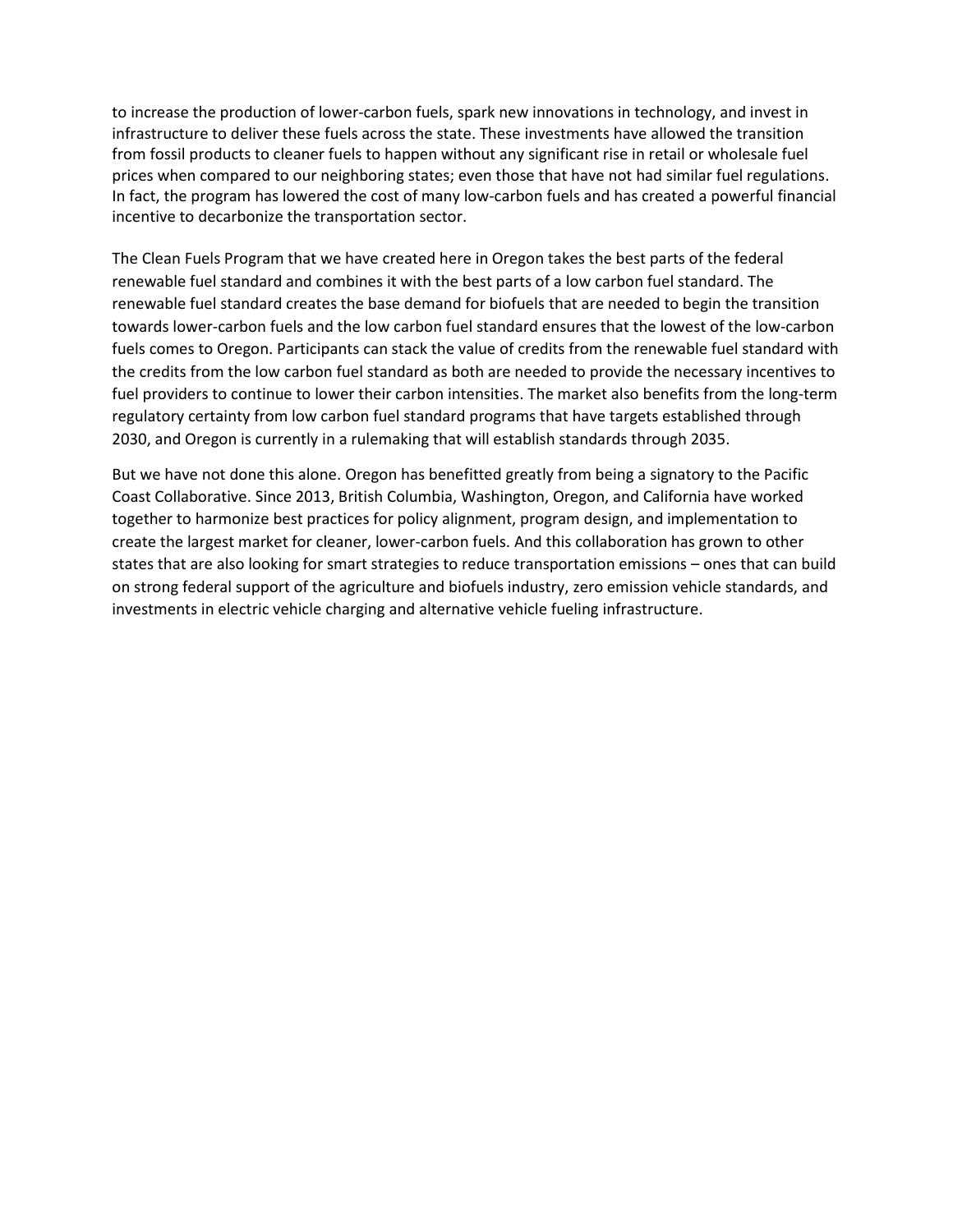to increase the production of lower-carbon fuels, spark new innovations in technology, and invest in infrastructure to deliver these fuels across the state. These investments have allowed the transition from fossil products to cleaner fuels to happen without any significant rise in retail or wholesale fuel prices when compared to our neighboring states; even those that have not had similar fuel regulations. In fact, the program has lowered the cost of many low-carbon fuels and has created a powerful financial incentive to decarbonize the transportation sector.

The Clean Fuels Program that we have created here in Oregon takes the best parts of the federal renewable fuel standard and combines it with the best parts of a low carbon fuel standard. The renewable fuel standard creates the base demand for biofuels that are needed to begin the transition towards lower-carbon fuels and the low carbon fuel standard ensures that the lowest of the low-carbon fuels comes to Oregon. Participants can stack the value of credits from the renewable fuel standard with the credits from the low carbon fuel standard as both are needed to provide the necessary incentives to fuel providers to continue to lower their carbon intensities. The market also benefits from the long-term regulatory certainty from low carbon fuel standard programs that have targets established through 2030, and Oregon is currently in a rulemaking that will establish standards through 2035.

But we have not done this alone. Oregon has benefitted greatly from being a signatory to the Pacific Coast Collaborative. Since 2013, British Columbia, Washington, Oregon, and California have worked together to harmonize best practices for policy alignment, program design, and implementation to create the largest market for cleaner, lower-carbon fuels. And this collaboration has grown to other states that are also looking for smart strategies to reduce transportation emissions – ones that can build on strong federal support of the agriculture and biofuels industry, zero emission vehicle standards, and investments in electric vehicle charging and alternative vehicle fueling infrastructure.